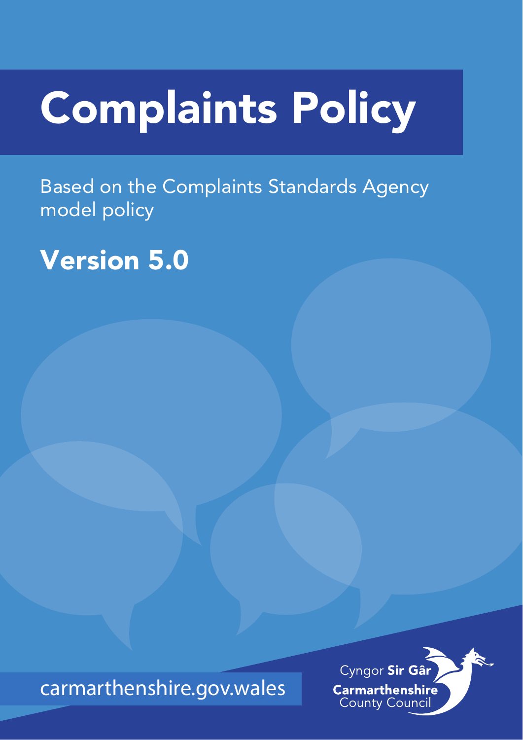# Complaints Policy

Based on the Complaints Standards Agency model policy

## Version 5.0

carmarthenshire.gov.wales

Cyngor **Sir Gâr**
**Carmarthenshire**
County Council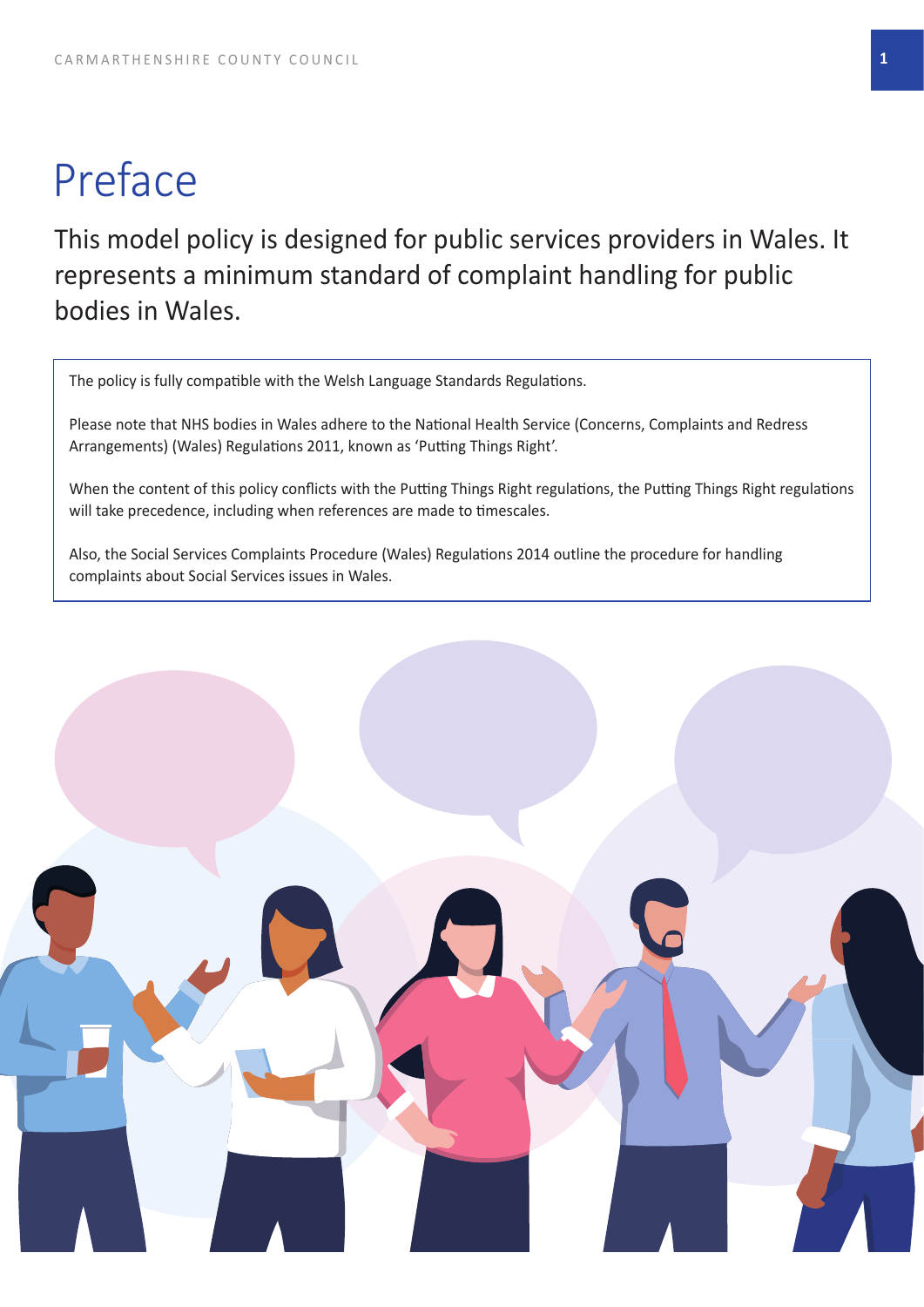# Preface

This model policy is designed for public services providers in Wales. It represents a minimum standard of complaint handling for public bodies in Wales.

The policy is fully compatible with the Welsh Language Standards Regulations.

Please note that NHS bodies in Wales adhere to the National Health Service (Concerns, Complaints and Redress Arrangements) (Wales) Regulations 2011, known as 'Putting Things Right'.

When the content of this policy conflicts with the Putting Things Right regulations, the Putting Things Right regulations will take precedence, including when references are made to timescales.

Also, the Social Services Complaints Procedure (Wales) Regulations 2014 outline the procedure for handling complaints about Social Services issues in Wales.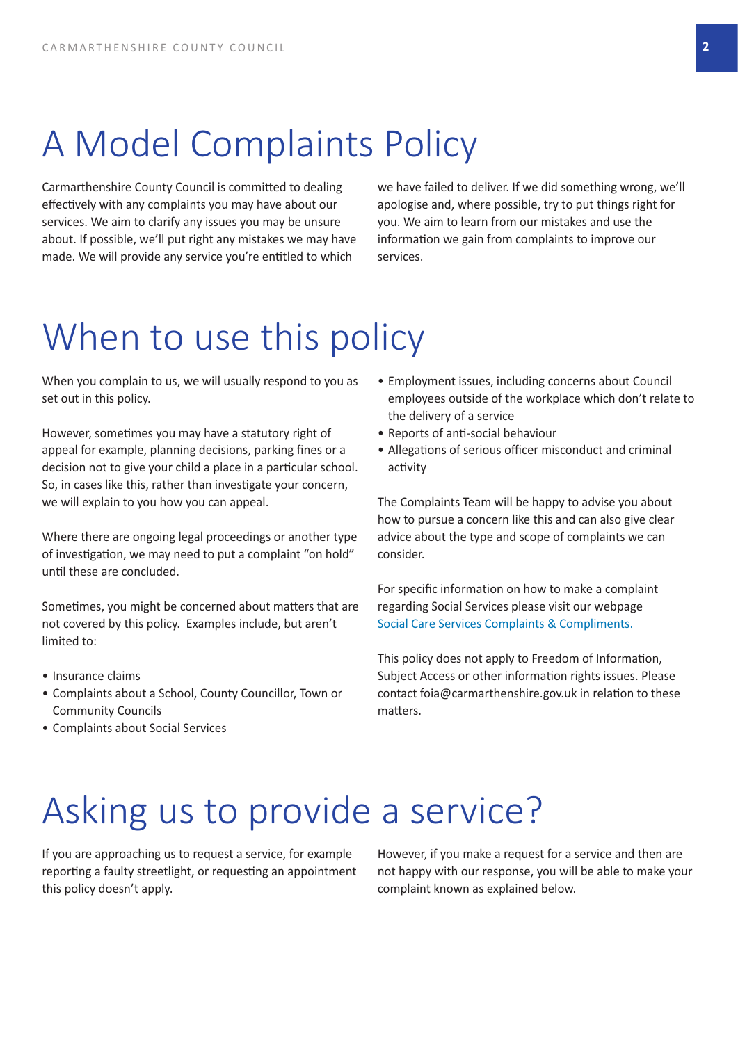# A Model Complaints Policy

Carmarthenshire County Council is committed to dealing effectively with any complaints you may have about our services. We aim to clarify any issues you may be unsure about. If possible, we'll put right any mistakes we may have made. We will provide any service you're entitled to which we have failed to deliver. If we did something wrong, we'll apologise and, where possible, try to put things right for you. We aim to learn from our mistakes and use the information we gain from complaints to improve our services.

# When to use this policy

When you complain to us, we will usually respond to you as set out in this policy.

However, sometimes you may have a statutory right of appeal for example, planning decisions, parking fines or a decision not to give your child a place in a particular school. So, in cases like this, rather than investigate your concern, we will explain to you how you can appeal.

Where there are ongoing legal proceedings or another type of investigation, we may need to put a complaint "on hold" until these are concluded.

Sometimes, you might be concerned about matters that are not covered by this policy. Examples include, but aren't limited to:

- Insurance claims
- Complaints about a School, County Councillor, Town or Community Councils
- Complaints about Social Services
- Employment issues, including concerns about Council employees outside of the workplace which don't relate to the delivery of a service
- Reports of anti-social behaviour
- Allegations of serious officer misconduct and criminal activity

The Complaints Team will be happy to advise you about how to pursue a concern like this and can also give clear advice about the type and scope of complaints we can consider.

For specific information on how to make a complaint regarding Social Services please visit our webpage Social Care Services Complaints & Compliments.

This policy does not apply to Freedom of Information, Subject Access or other information rights issues. Please contact foia@carmarthenshire.gov.uk in relation to these matters.

# Asking us to provide a service?

If you are approaching us to request a service, for example reporting a faulty streetlight, or requesting an appointment this policy doesn't apply.

However, if you make a request for a service and then are not happy with our response, you will be able to make your complaint known as explained below.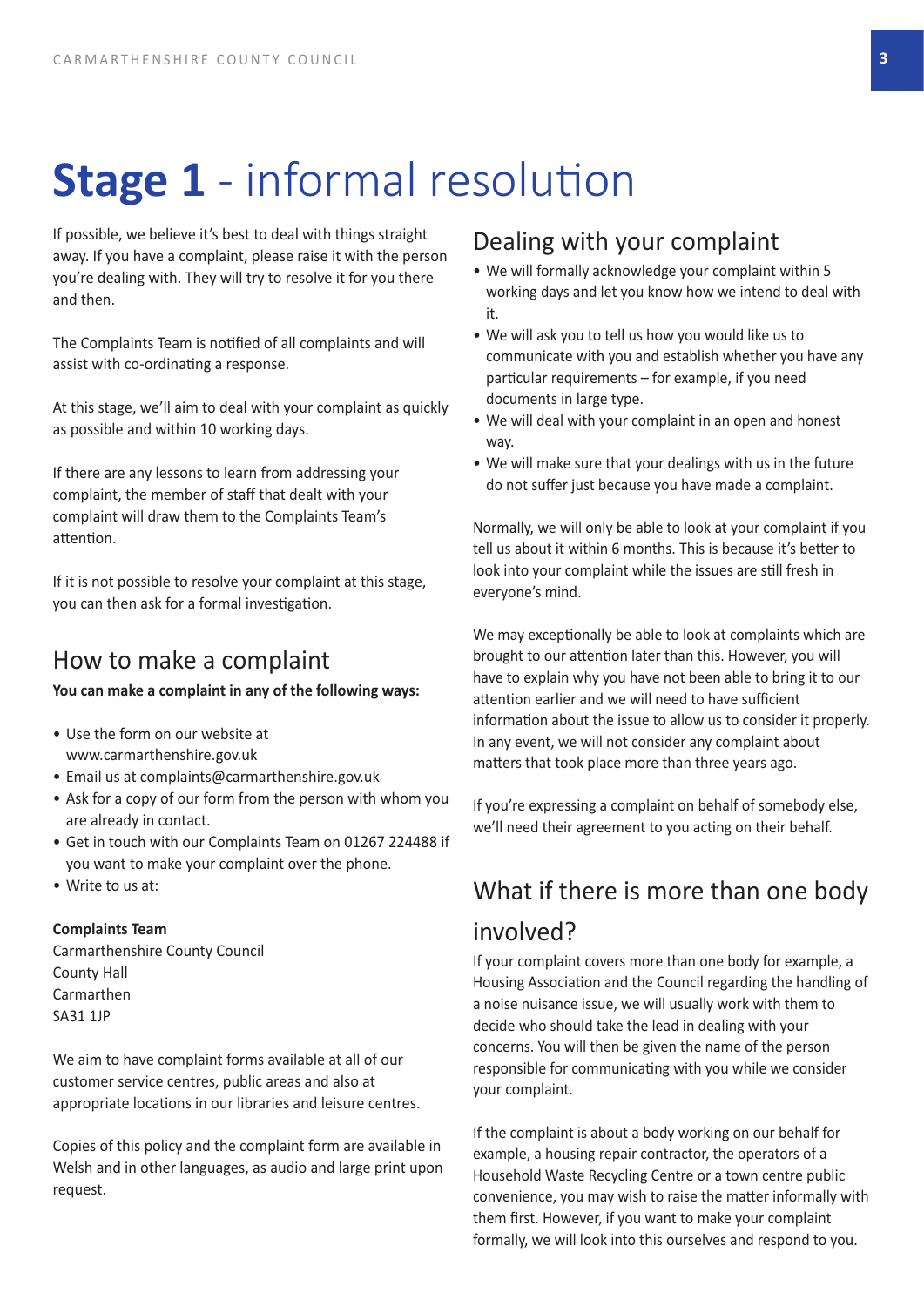# **Stage 1** - informal resolution

If possible, we believe it's best to deal with things straight away. If you have a complaint, please raise it with the person you're dealing with. They will try to resolve it for you there and then.

The Complaints Team is notified of all complaints and will assist with co-ordinating a response.

At this stage, we'll aim to deal with your complaint as quickly as possible and within 10 working days.

If there are any lessons to learn from addressing your complaint, the member of staff that dealt with your complaint will draw them to the Complaints Team's attention.

If it is not possible to resolve your complaint at this stage, you can then ask for a formal investigation.

## How to make a complaint

**You can make a complaint in any of the following ways:**

- Use the form on our website at www.carmarthenshire.gov.uk
- Email us at complaints@carmarthenshire.gov.uk
- Ask for a copy of our form from the person with whom you are already in contact.
- Get in touch with our Complaints Team on 01267 224488 if you want to make your complaint over the phone.
- Write to us at:

**Complaints Team**
Carmarthenshire County Council
County Hall
Carmarthen
SA31 1JP

We aim to have complaint forms available at all of our customer service centres, public areas and also at appropriate locations in our libraries and leisure centres.

Copies of this policy and the complaint form are available in Welsh and in other languages, as audio and large print upon request.

## Dealing with your complaint

- We will formally acknowledge your complaint within 5 working days and let you know how we intend to deal with it.
- We will ask you to tell us how you would like us to communicate with you and establish whether you have any particular requirements – for example, if you need documents in large type.
- We will deal with your complaint in an open and honest way.
- We will make sure that your dealings with us in the future do not suffer just because you have made a complaint.

Normally, we will only be able to look at your complaint if you tell us about it within 6 months. This is because it's better to look into your complaint while the issues are still fresh in everyone's mind.

We may exceptionally be able to look at complaints which are brought to our attention later than this. However, you will have to explain why you have not been able to bring it to our attention earlier and we will need to have sufficient information about the issue to allow us to consider it properly. In any event, we will not consider any complaint about matters that took place more than three years ago.

If you're expressing a complaint on behalf of somebody else, we'll need their agreement to you acting on their behalf.

## What if there is more than one body involved?

If your complaint covers more than one body for example, a Housing Association and the Council regarding the handling of a noise nuisance issue, we will usually work with them to decide who should take the lead in dealing with your concerns. You will then be given the name of the person responsible for communicating with you while we consider your complaint.

If the complaint is about a body working on our behalf for example, a housing repair contractor, the operators of a Household Waste Recycling Centre or a town centre public convenience, you may wish to raise the matter informally with them first. However, if you want to make your complaint formally, we will look into this ourselves and respond to you.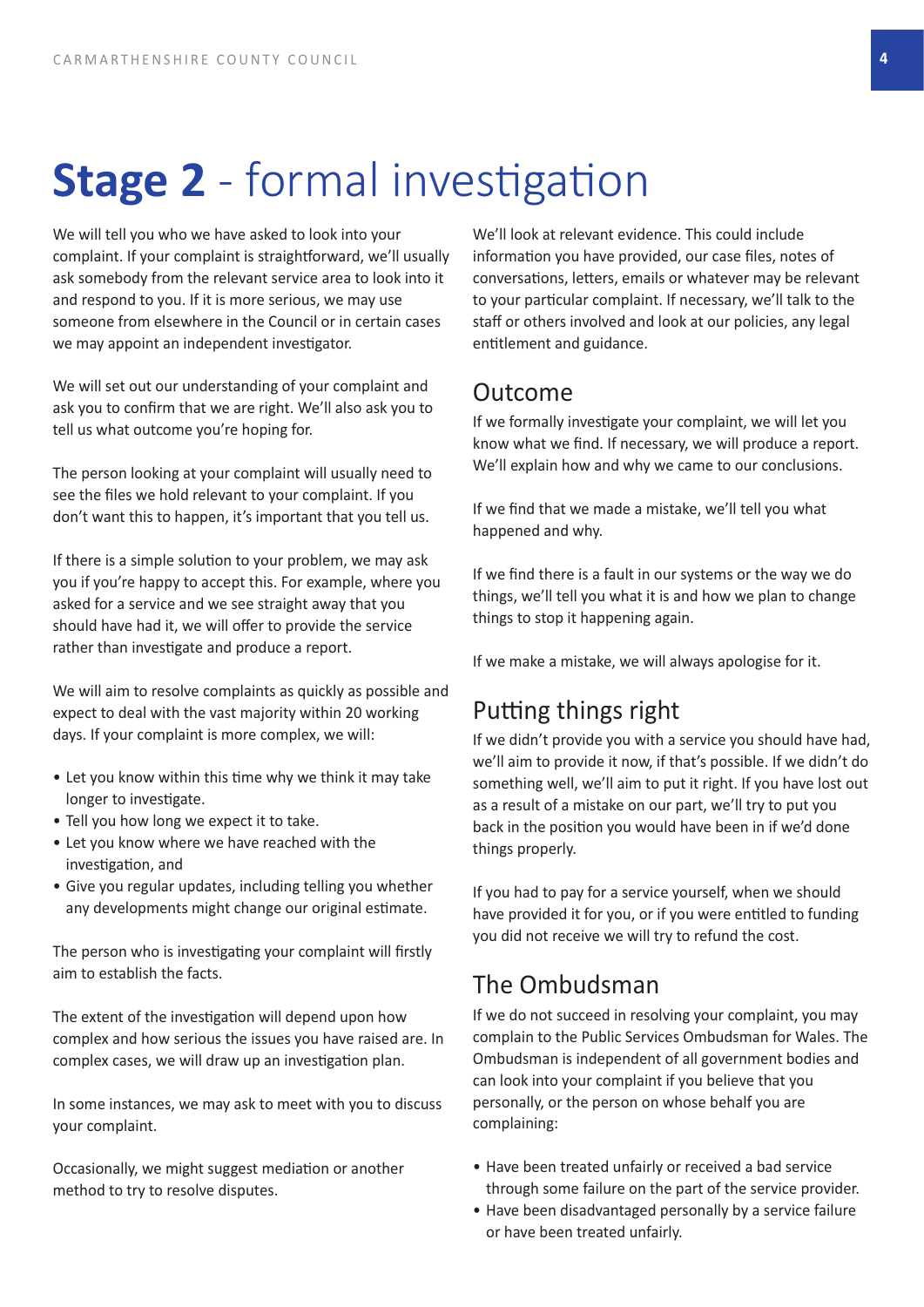# **Stage 2** - formal investigation

We will tell you who we have asked to look into your complaint. If your complaint is straightforward, we'll usually ask somebody from the relevant service area to look into it and respond to you. If it is more serious, we may use someone from elsewhere in the Council or in certain cases we may appoint an independent investigator.

We will set out our understanding of your complaint and ask you to confirm that we are right. We'll also ask you to tell us what outcome you're hoping for.

The person looking at your complaint will usually need to see the files we hold relevant to your complaint. If you don't want this to happen, it's important that you tell us.

If there is a simple solution to your problem, we may ask you if you're happy to accept this. For example, where you asked for a service and we see straight away that you should have had it, we will offer to provide the service rather than investigate and produce a report.

We will aim to resolve complaints as quickly as possible and expect to deal with the vast majority within 20 working days. If your complaint is more complex, we will:

- Let you know within this time why we think it may take longer to investigate.
- Tell you how long we expect it to take.
- Let you know where we have reached with the investigation, and
- Give you regular updates, including telling you whether any developments might change our original estimate.

The person who is investigating your complaint will firstly aim to establish the facts.

The extent of the investigation will depend upon how complex and how serious the issues you have raised are. In complex cases, we will draw up an investigation plan.

In some instances, we may ask to meet with you to discuss your complaint.

Occasionally, we might suggest mediation or another method to try to resolve disputes.

We'll look at relevant evidence. This could include information you have provided, our case files, notes of conversations, letters, emails or whatever may be relevant to your particular complaint. If necessary, we'll talk to the staff or others involved and look at our policies, any legal entitlement and guidance.

## Outcome

If we formally investigate your complaint, we will let you know what we find. If necessary, we will produce a report. We'll explain how and why we came to our conclusions.

If we find that we made a mistake, we'll tell you what happened and why.

If we find there is a fault in our systems or the way we do things, we'll tell you what it is and how we plan to change things to stop it happening again.

If we make a mistake, we will always apologise for it.

## Putting things right

If we didn't provide you with a service you should have had, we'll aim to provide it now, if that's possible. If we didn't do something well, we'll aim to put it right. If you have lost out as a result of a mistake on our part, we'll try to put you back in the position you would have been in if we'd done things properly.

If you had to pay for a service yourself, when we should have provided it for you, or if you were entitled to funding you did not receive we will try to refund the cost.

## The Ombudsman

If we do not succeed in resolving your complaint, you may complain to the Public Services Ombudsman for Wales. The Ombudsman is independent of all government bodies and can look into your complaint if you believe that you personally, or the person on whose behalf you are complaining:

- Have been treated unfairly or received a bad service through some failure on the part of the service provider.
- Have been disadvantaged personally by a service failure or have been treated unfairly.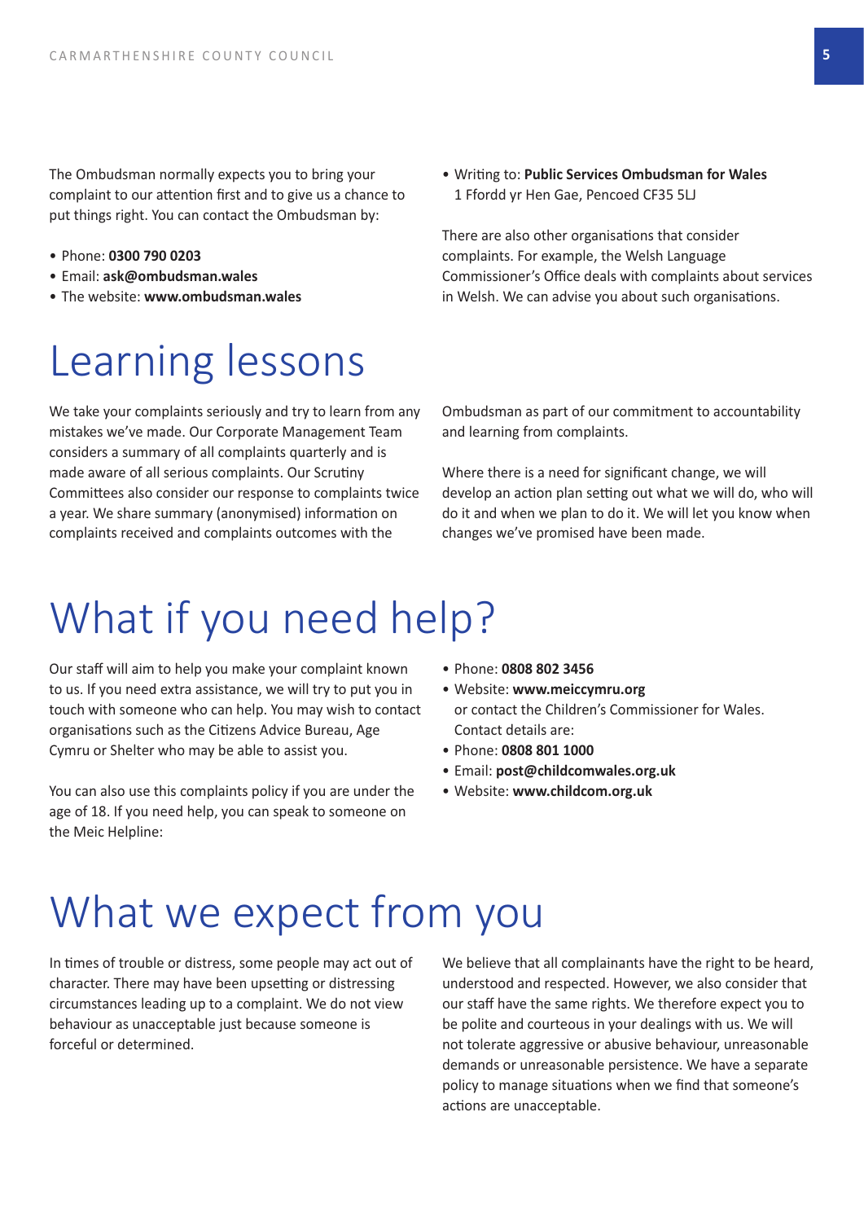The Ombudsman normally expects you to bring your complaint to our attention first and to give us a chance to put things right. You can contact the Ombudsman by:

- Phone: **0300 790 0203**
- Email: **ask@ombudsman.wales**
- The website: **www.ombudsman.wales**
- Writing to: **Public Services Ombudsman for Wales** 1 Ffordd yr Hen Gae, Pencoed CF35 5LJ

There are also other organisations that consider complaints. For example, the Welsh Language Commissioner's Office deals with complaints about services in Welsh. We can advise you about such organisations.

# Learning lessons

We take your complaints seriously and try to learn from any mistakes we've made. Our Corporate Management Team considers a summary of all complaints quarterly and is made aware of all serious complaints. Our Scrutiny Committees also consider our response to complaints twice a year. We share summary (anonymised) information on complaints received and complaints outcomes with the Ombudsman as part of our commitment to accountability and learning from complaints.

Where there is a need for significant change, we will develop an action plan setting out what we will do, who will do it and when we plan to do it. We will let you know when changes we've promised have been made.

# What if you need help?

Our staff will aim to help you make your complaint known to us. If you need extra assistance, we will try to put you in touch with someone who can help. You may wish to contact organisations such as the Citizens Advice Bureau, Age Cymru or Shelter who may be able to assist you.

You can also use this complaints policy if you are under the age of 18. If you need help, you can speak to someone on the Meic Helpline:

- Phone: **0808 802 3456**
- Website: **www.meiccymru.org**
  or contact the Children's Commissioner for Wales. Contact details are:
- Phone: **0808 801 1000**
- Email: **post@childcomwales.org.uk**
- Website: **www.childcom.org.uk**

# What we expect from you

In times of trouble or distress, some people may act out of character. There may have been upsetting or distressing circumstances leading up to a complaint. We do not view behaviour as unacceptable just because someone is forceful or determined.

We believe that all complainants have the right to be heard, understood and respected. However, we also consider that our staff have the same rights. We therefore expect you to be polite and courteous in your dealings with us. We will not tolerate aggressive or abusive behaviour, unreasonable demands or unreasonable persistence. We have a separate policy to manage situations when we find that someone's actions are unacceptable.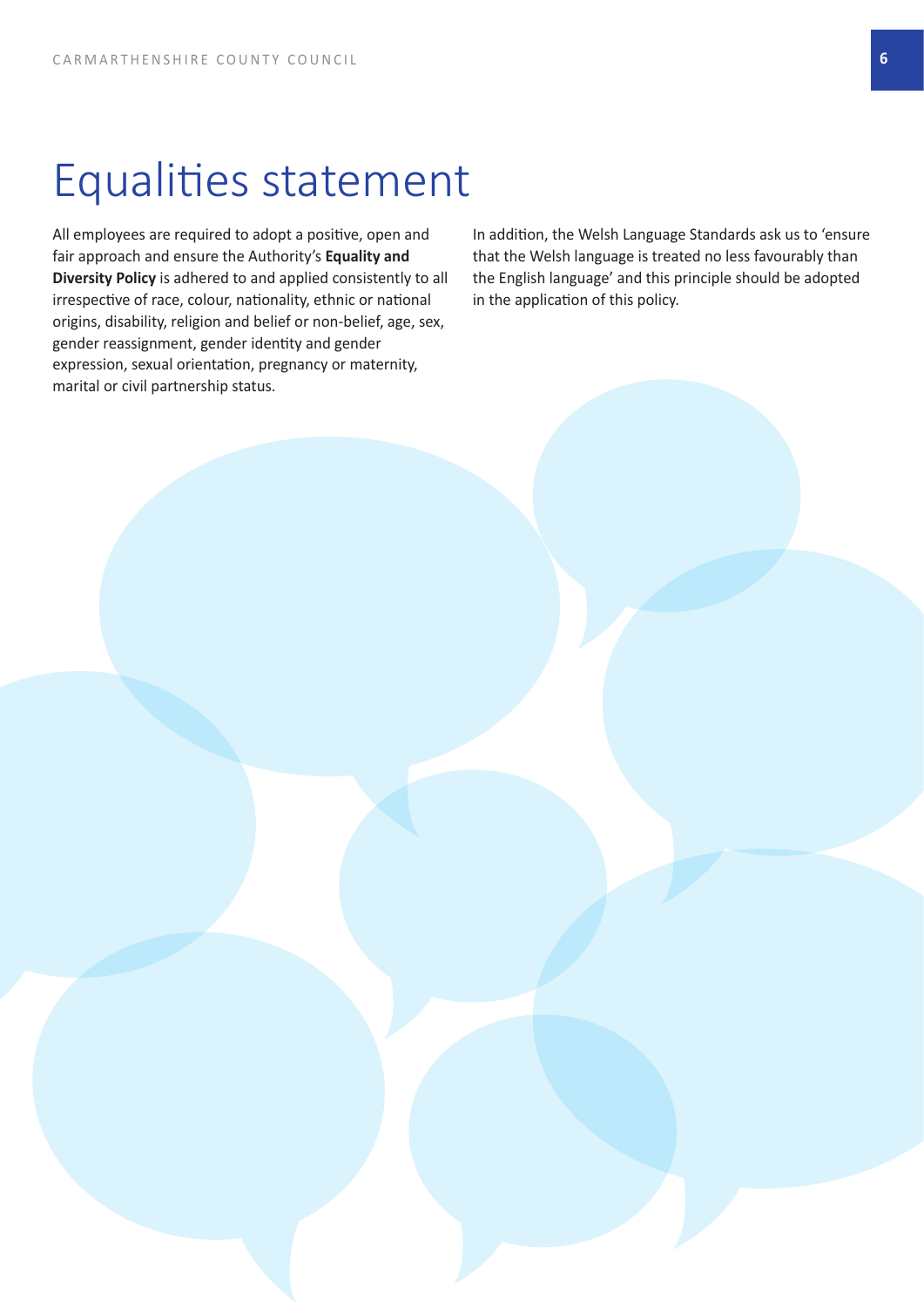# Equalities statement

All employees are required to adopt a positive, open and fair approach and ensure the Authority's **Equality and Diversity Policy** is adhered to and applied consistently to all irrespective of race, colour, nationality, ethnic or national origins, disability, religion and belief or non-belief, age, sex, gender reassignment, gender identity and gender expression, sexual orientation, pregnancy or maternity, marital or civil partnership status.

In addition, the Welsh Language Standards ask us to 'ensure that the Welsh language is treated no less favourably than the English language' and this principle should be adopted in the application of this policy.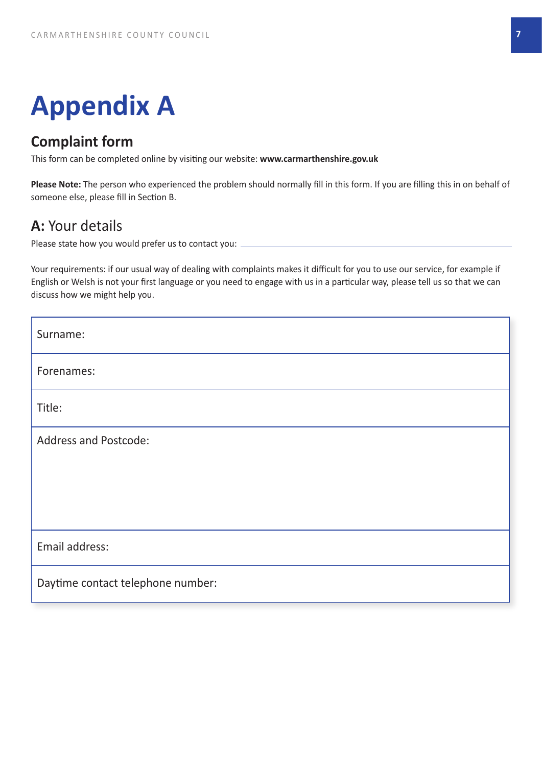# Appendix A

## Complaint form

This form can be completed online by visiting our website: **www.carmarthenshire.gov.uk**

**Please Note:** The person who experienced the problem should normally fill in this form. If you are filling this in on behalf of someone else, please fill in Section B.

## **A:** Your details

Please state how you would prefer us to contact you: \_\_\_\_\_\_\_\_\_\_\_\_\_\_\_\_\_\_\_\_\_\_\_\_\_\_\_\_\_\_\_\_\_\_\_\_\_\_\_\_

Your requirements: if our usual way of dealing with complaints makes it difficult for you to use our service, for example if English or Welsh is not your first language or you need to engage with us in a particular way, please tell us so that we can discuss how we might help you.

| |
|---|
| Surname: |
| Forenames: |
| Title: |
| Address and Postcode: |
| Email address: |
| Daytime contact telephone number: |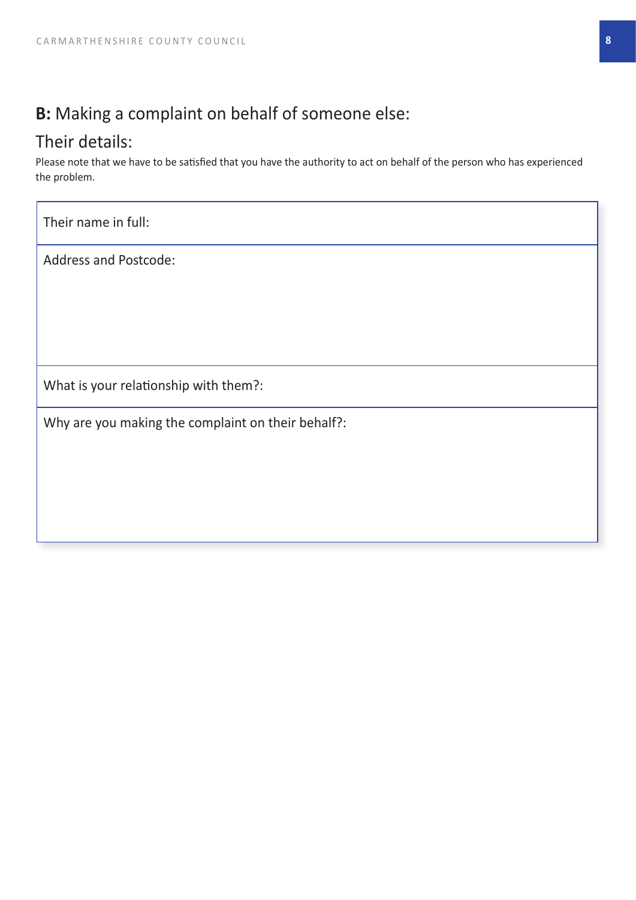## **B:** Making a complaint on behalf of someone else:

## Their details:

Please note that we have to be satisfied that you have the authority to act on behalf of the person who has experienced the problem.

| Their name in full: |
|---|
| Address and Postcode: |
| What is your relationship with them?: |
| Why are you making the complaint on their behalf?: |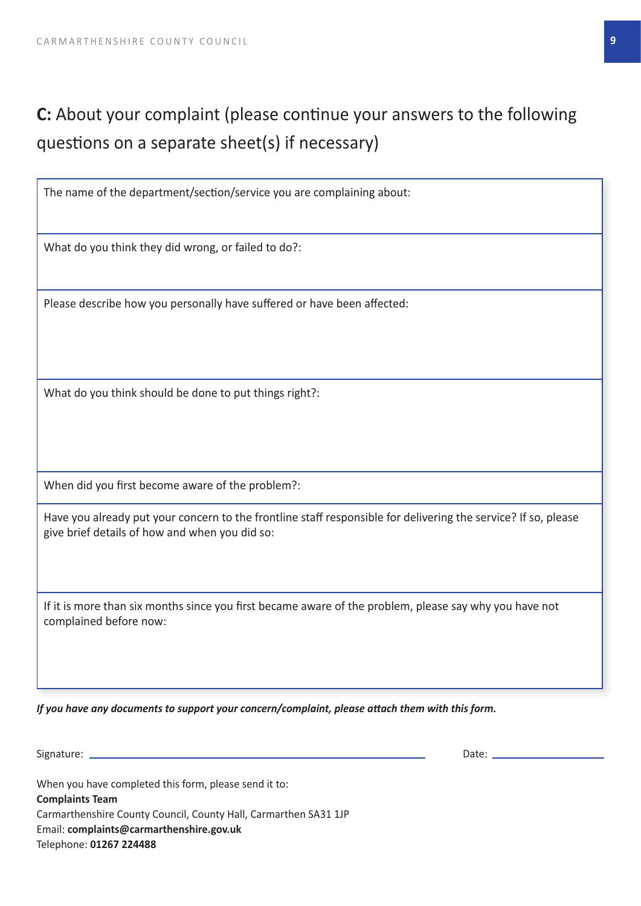## **C:** About your complaint (please continue your answers to the following questions on a separate sheet(s) if necessary)

| |
|---|
| The name of the department/section/service you are complaining about: |
| What do you think they did wrong, or failed to do?: |
| Please describe how you personally have suffered or have been affected: |
| What do you think should be done to put things right?: |
| When did you first become aware of the problem?: |
| Have you already put your concern to the frontline staff responsible for delivering the service? If so, please give brief details of how and when you did so: |
| If it is more than six months since you first became aware of the problem, please say why you have not complained before now: |

***If you have any documents to support your concern/complaint, please attach them with this form.***

Signature: ______________________________ Date: ______________

When you have completed this form, please send it to:
**Complaints Team**
Carmarthenshire County Council, County Hall, Carmarthen SA31 1JP
Email: **complaints@carmarthenshire.gov.uk**
Telephone: **01267 224488**